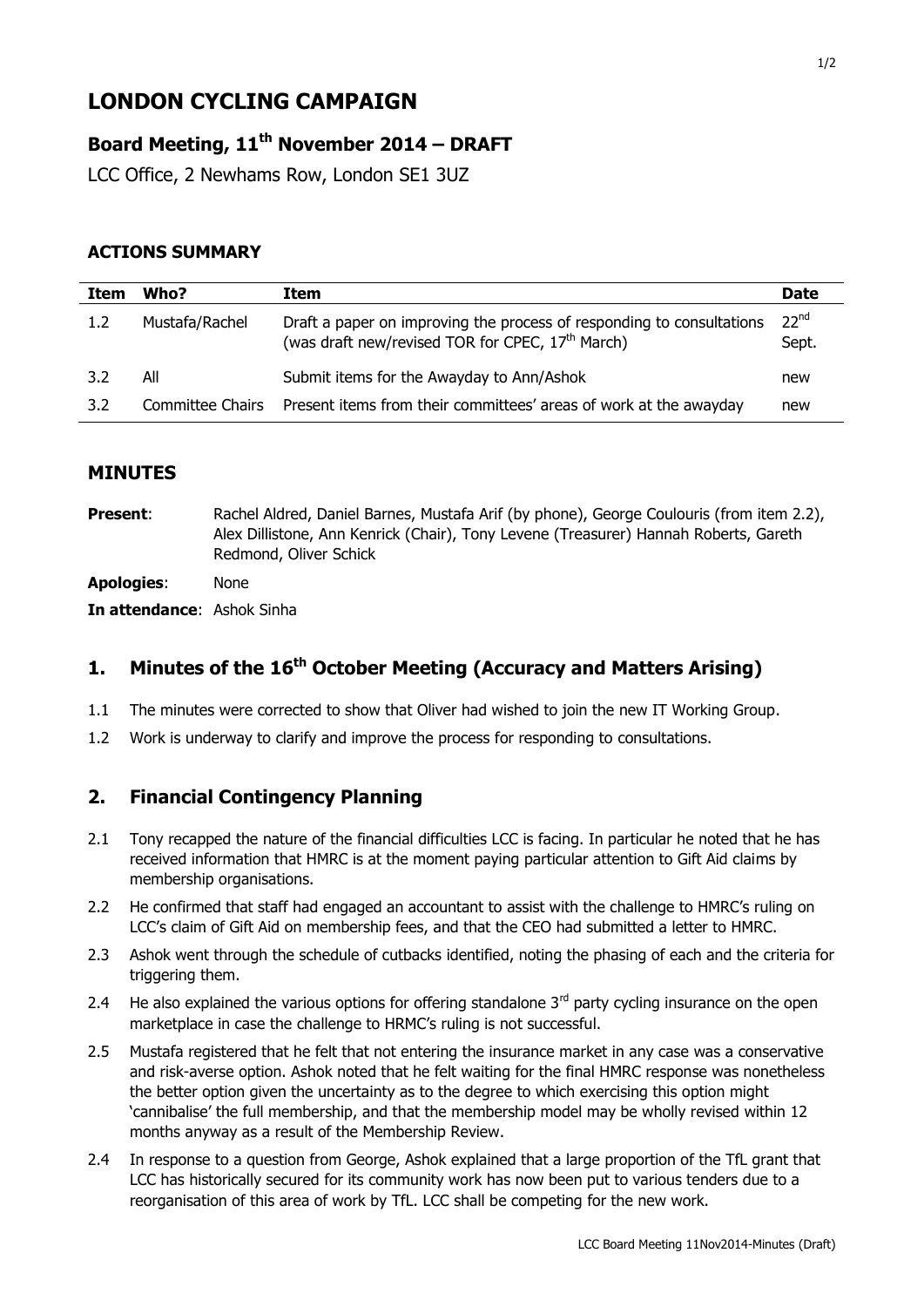# LONDON CYCLING CAMPAIGN

## Board Meeting, 11th November 2014 – DRAFT

LCC Office, 2 Newhams Row, London SE1 3UZ

### ACTIONS SUMMARY

| Item | Who? | Item | Date |
|---|---|---|---|
| 1.2 | Mustafa/Rachel | Draft a paper on improving the process of responding to consultations (was draft new/revised TOR for CPEC, 17th March) | 22nd Sept. |
| 3.2 | All | Submit items for the Awayday to Ann/Ashok | new |
| 3.2 | Committee Chairs | Present items from their committees' areas of work at the awayday | new |

### MINUTES

**Present**: Rachel Aldred, Daniel Barnes, Mustafa Arif (by phone), George Coulouris (from item 2.2), Alex Dillistone, Ann Kenrick (Chair), Tony Levene (Treasurer) Hannah Roberts, Gareth Redmond, Oliver Schick

**Apologies**: None

**In attendance**: Ashok Sinha

## 1. Minutes of the 16th October Meeting (Accuracy and Matters Arising)

1.1 The minutes were corrected to show that Oliver had wished to join the new IT Working Group.

1.2 Work is underway to clarify and improve the process for responding to consultations.

## 2. Financial Contingency Planning

2.1 Tony recapped the nature of the financial difficulties LCC is facing. In particular he noted that he has received information that HMRC is at the moment paying particular attention to Gift Aid claims by membership organisations.

2.2 He confirmed that staff had engaged an accountant to assist with the challenge to HMRC's ruling on LCC's claim of Gift Aid on membership fees, and that the CEO had submitted a letter to HMRC.

2.3 Ashok went through the schedule of cutbacks identified, noting the phasing of each and the criteria for triggering them.

2.4 He also explained the various options for offering standalone 3rd party cycling insurance on the open marketplace in case the challenge to HRMC's ruling is not successful.

2.5 Mustafa registered that he felt that not entering the insurance market in any case was a conservative and risk-averse option. Ashok noted that he felt waiting for the final HMRC response was nonetheless the better option given the uncertainty as to the degree to which exercising this option might 'cannibalise' the full membership, and that the membership model may be wholly revised within 12 months anyway as a result of the Membership Review.

2.4 In response to a question from George, Ashok explained that a large proportion of the TfL grant that LCC has historically secured for its community work has now been put to various tenders due to a reorganisation of this area of work by TfL. LCC shall be competing for the new work.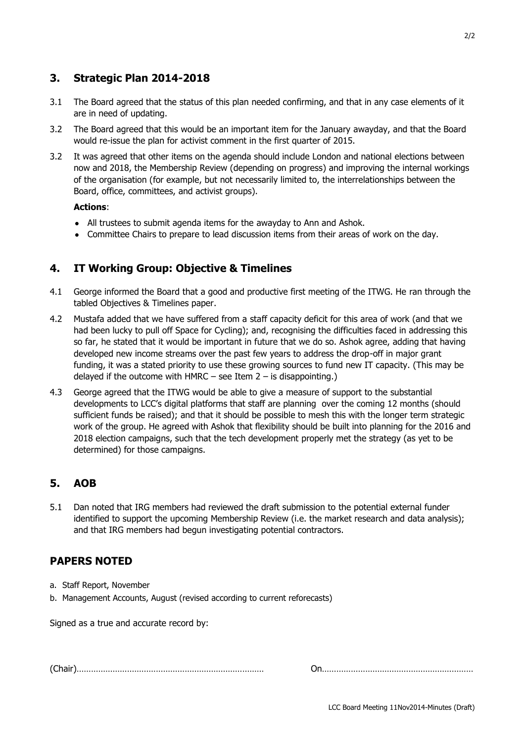## 3. Strategic Plan 2014-2018

3.1 The Board agreed that the status of this plan needed confirming, and that in any case elements of it are in need of updating.

3.2 The Board agreed that this would be an important item for the January awayday, and that the Board would re-issue the plan for activist comment in the first quarter of 2015.

3.2 It was agreed that other items on the agenda should include London and national elections between now and 2018, the Membership Review (depending on progress) and improving the internal workings of the organisation (for example, but not necessarily limited to, the interrelationships between the Board, office, committees, and activist groups).

**Actions**:

- All trustees to submit agenda items for the awayday to Ann and Ashok.
- Committee Chairs to prepare to lead discussion items from their areas of work on the day.

## 4. IT Working Group: Objective & Timelines

4.1 George informed the Board that a good and productive first meeting of the ITWG. He ran through the tabled Objectives & Timelines paper.

4.2 Mustafa added that we have suffered from a staff capacity deficit for this area of work (and that we had been lucky to pull off Space for Cycling); and, recognising the difficulties faced in addressing this so far, he stated that it would be important in future that we do so. Ashok agree, adding that having developed new income streams over the past few years to address the drop-off in major grant funding, it was a stated priority to use these growing sources to fund new IT capacity. (This may be delayed if the outcome with HMRC – see Item 2 – is disappointing.)

4.3 George agreed that the ITWG would be able to give a measure of support to the substantial developments to LCC's digital platforms that staff are planning over the coming 12 months (should sufficient funds be raised); and that it should be possible to mesh this with the longer term strategic work of the group. He agreed with Ashok that flexibility should be built into planning for the 2016 and 2018 election campaigns, such that the tech development properly met the strategy (as yet to be determined) for those campaigns.

## 5. AOB

5.1 Dan noted that IRG members had reviewed the draft submission to the potential external funder identified to support the upcoming Membership Review (i.e. the market research and data analysis); and that IRG members had begun investigating potential contractors.

## PAPERS NOTED

a. Staff Report, November

b. Management Accounts, August (revised according to current reforecasts)

Signed as a true and accurate record by:

(Chair)…………………………………………………………………… On………………………………………………………